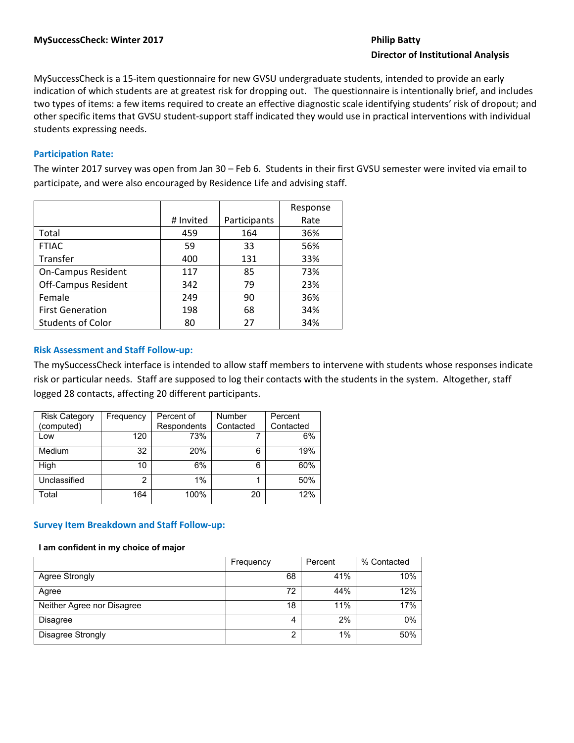**MySuccessCheck: Winter 2017**

**Philip Batty**
**Director of Institutional Analysis**

MySuccessCheck is a 15-item questionnaire for new GVSU undergraduate students, intended to provide an early indication of which students are at greatest risk for dropping out. The questionnaire is intentionally brief, and includes two types of items: a few items required to create an effective diagnostic scale identifying students' risk of dropout; and other specific items that GVSU student-support staff indicated they would use in practical interventions with individual students expressing needs.

## Participation Rate:

The winter 2017 survey was open from Jan 30 – Feb 6. Students in their first GVSU semester were invited via email to participate, and were also encouraged by Residence Life and advising staff.

| | # Invited | Participants | Response Rate |
|---|---|---|---|
| Total | 459 | 164 | 36% |
| FTIAC | 59 | 33 | 56% |
| Transfer | 400 | 131 | 33% |
| On-Campus Resident | 117 | 85 | 73% |
| Off-Campus Resident | 342 | 79 | 23% |
| Female | 249 | 90 | 36% |
| First Generation | 198 | 68 | 34% |
| Students of Color | 80 | 27 | 34% |

## Risk Assessment and Staff Follow-up:

The mySuccessCheck interface is intended to allow staff members to intervene with students whose responses indicate risk or particular needs. Staff are supposed to log their contacts with the students in the system. Altogether, staff logged 28 contacts, affecting 20 different participants.

| Risk Category (computed) | Frequency | Percent of Respondents | Number Contacted | Percent Contacted |
|---|---|---|---|---|
| Low | 120 | 73% | 7 | 6% |
| Medium | 32 | 20% | 6 | 19% |
| High | 10 | 6% | 6 | 60% |
| Unclassified | 2 | 1% | 1 | 50% |
| Total | 164 | 100% | 20 | 12% |

## Survey Item Breakdown and Staff Follow-up:

**I am confident in my choice of major**

| | Frequency | Percent | % Contacted |
|---|---|---|---|
| Agree Strongly | 68 | 41% | 10% |
| Agree | 72 | 44% | 12% |
| Neither Agree nor Disagree | 18 | 11% | 17% |
| Disagree | 4 | 2% | 0% |
| Disagree Strongly | 2 | 1% | 50% |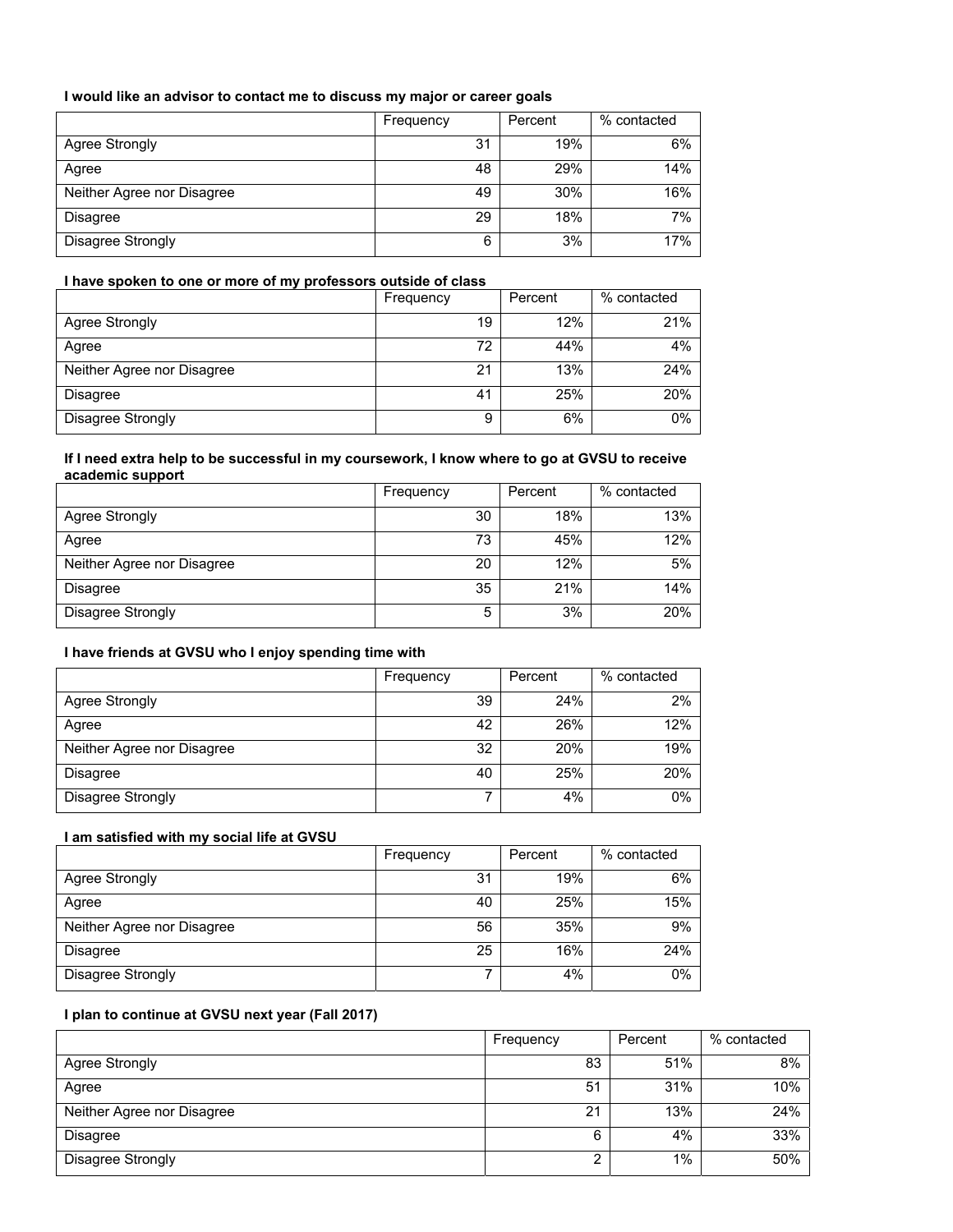**I would like an advisor to contact me to discuss my major or career goals**

| | Frequency | Percent | % contacted |
|---|---|---|---|
| Agree Strongly | 31 | 19% | 6% |
| Agree | 48 | 29% | 14% |
| Neither Agree nor Disagree | 49 | 30% | 16% |
| Disagree | 29 | 18% | 7% |
| Disagree Strongly | 6 | 3% | 17% |

**I have spoken to one or more of my professors outside of class**

| | Frequency | Percent | % contacted |
|---|---|---|---|
| Agree Strongly | 19 | 12% | 21% |
| Agree | 72 | 44% | 4% |
| Neither Agree nor Disagree | 21 | 13% | 24% |
| Disagree | 41 | 25% | 20% |
| Disagree Strongly | 9 | 6% | 0% |

**If I need extra help to be successful in my coursework, I know where to go at GVSU to receive academic support**

| | Frequency | Percent | % contacted |
|---|---|---|---|
| Agree Strongly | 30 | 18% | 13% |
| Agree | 73 | 45% | 12% |
| Neither Agree nor Disagree | 20 | 12% | 5% |
| Disagree | 35 | 21% | 14% |
| Disagree Strongly | 5 | 3% | 20% |

**I have friends at GVSU who I enjoy spending time with**

| | Frequency | Percent | % contacted |
|---|---|---|---|
| Agree Strongly | 39 | 24% | 2% |
| Agree | 42 | 26% | 12% |
| Neither Agree nor Disagree | 32 | 20% | 19% |
| Disagree | 40 | 25% | 20% |
| Disagree Strongly | 7 | 4% | 0% |

**I am satisfied with my social life at GVSU**

| | Frequency | Percent | % contacted |
|---|---|---|---|
| Agree Strongly | 31 | 19% | 6% |
| Agree | 40 | 25% | 15% |
| Neither Agree nor Disagree | 56 | 35% | 9% |
| Disagree | 25 | 16% | 24% |
| Disagree Strongly | 7 | 4% | 0% |

**I plan to continue at GVSU next year (Fall 2017)**

| | Frequency | Percent | % contacted |
|---|---|---|---|
| Agree Strongly | 83 | 51% | 8% |
| Agree | 51 | 31% | 10% |
| Neither Agree nor Disagree | 21 | 13% | 24% |
| Disagree | 6 | 4% | 33% |
| Disagree Strongly | 2 | 1% | 50% |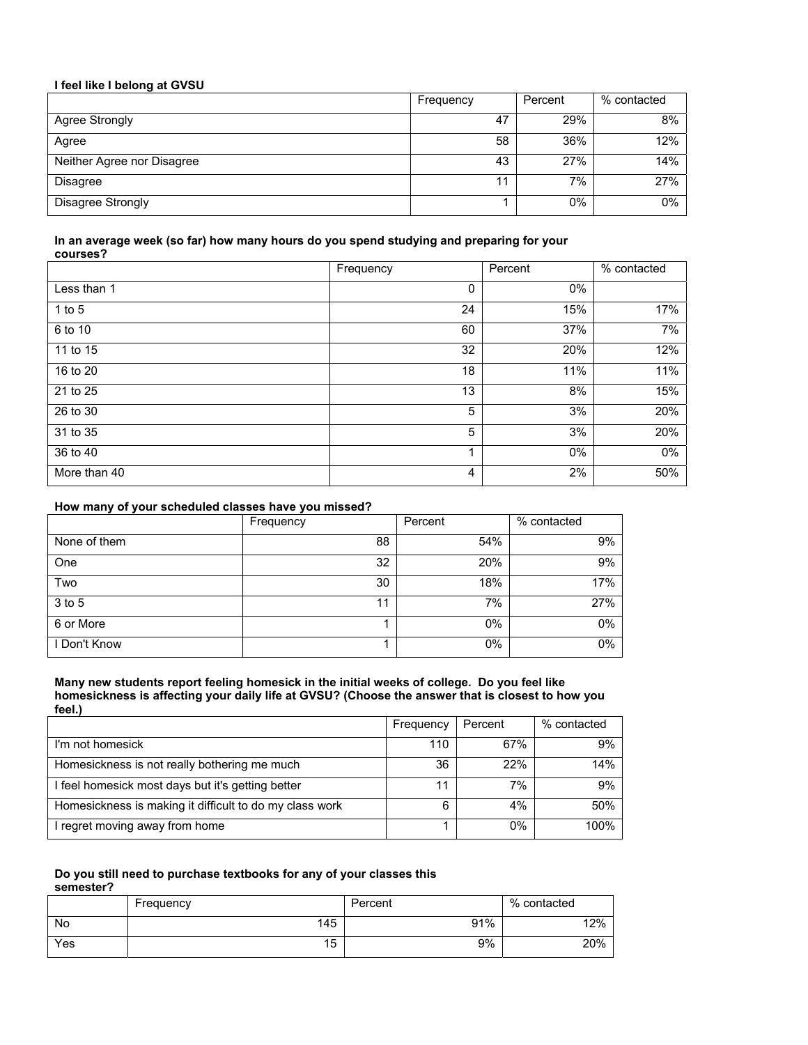**I feel like I belong at GVSU**

| | Frequency | Percent | % contacted |
|---|---|---|---|
| Agree Strongly | 47 | 29% | 8% |
| Agree | 58 | 36% | 12% |
| Neither Agree nor Disagree | 43 | 27% | 14% |
| Disagree | 11 | 7% | 27% |
| Disagree Strongly | 1 | 0% | 0% |

**In an average week (so far) how many hours do you spend studying and preparing for your courses?**

| | Frequency | Percent | % contacted |
|---|---|---|---|
| Less than 1 | 0 | 0% | |
| 1 to 5 | 24 | 15% | 17% |
| 6 to 10 | 60 | 37% | 7% |
| 11 to 15 | 32 | 20% | 12% |
| 16 to 20 | 18 | 11% | 11% |
| 21 to 25 | 13 | 8% | 15% |
| 26 to 30 | 5 | 3% | 20% |
| 31 to 35 | 5 | 3% | 20% |
| 36 to 40 | 1 | 0% | 0% |
| More than 40 | 4 | 2% | 50% |

**How many of your scheduled classes have you missed?**

| | Frequency | Percent | % contacted |
|---|---|---|---|
| None of them | 88 | 54% | 9% |
| One | 32 | 20% | 9% |
| Two | 30 | 18% | 17% |
| 3 to 5 | 11 | 7% | 27% |
| 6 or More | 1 | 0% | 0% |
| I Don't Know | 1 | 0% | 0% |

**Many new students report feeling homesick in the initial weeks of college. Do you feel like homesickness is affecting your daily life at GVSU? (Choose the answer that is closest to how you feel.)**

| | Frequency | Percent | % contacted |
|---|---|---|---|
| I'm not homesick | 110 | 67% | 9% |
| Homesickness is not really bothering me much | 36 | 22% | 14% |
| I feel homesick most days but it's getting better | 11 | 7% | 9% |
| Homesickness is making it difficult to do my class work | 6 | 4% | 50% |
| I regret moving away from home | 1 | 0% | 100% |

**Do you still need to purchase textbooks for any of your classes this semester?**

| | Frequency | Percent | % contacted |
|---|---|---|---|
| No | 145 | 91% | 12% |
| Yes | 15 | 9% | 20% |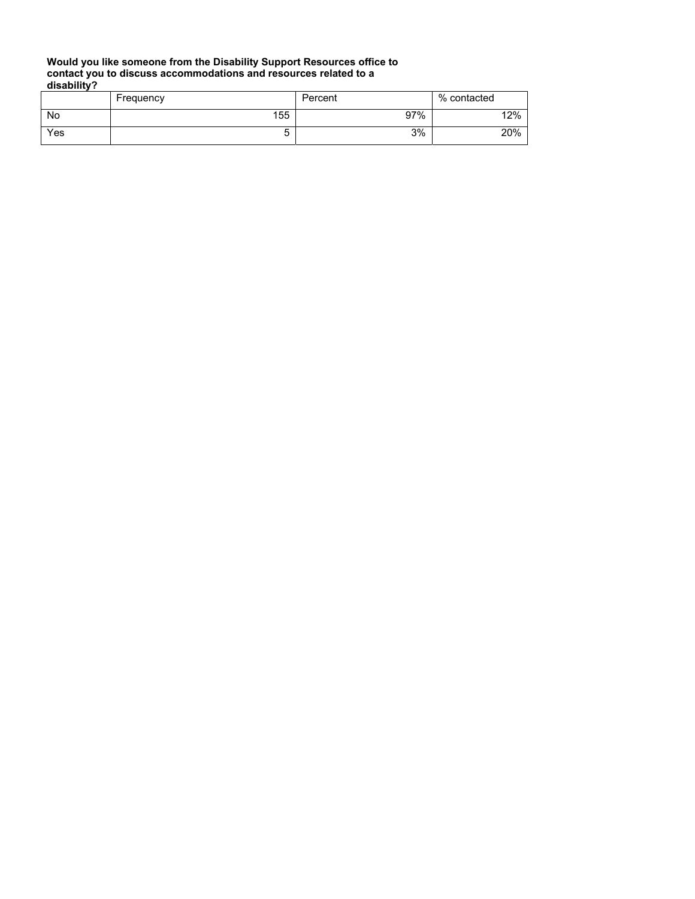**Would you like someone from the Disability Support Resources office to contact you to discuss accommodations and resources related to a disability?**

| | Frequency | Percent | % contacted |
|---|---|---|---|
| No | 155 | 97% | 12% |
| Yes | 5 | 3% | 20% |